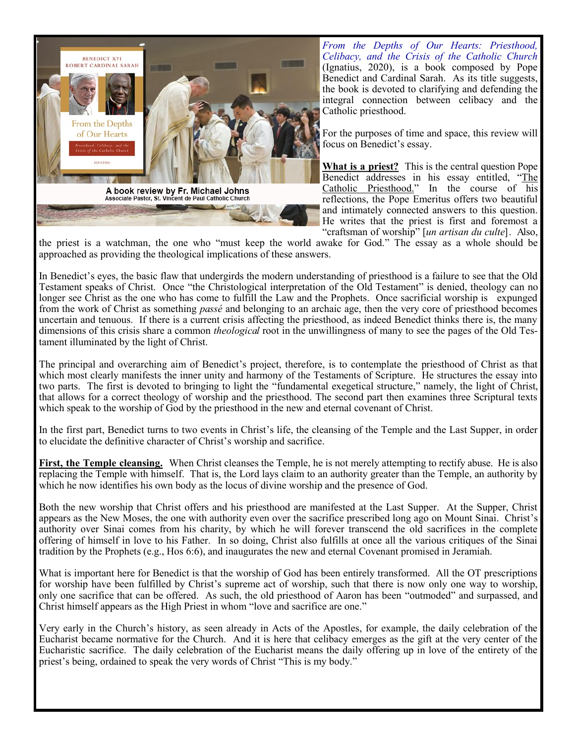A book review by Fr. Michael Johns
Associate Pastor, St. Vincent de Paul Catholic Church

*From the Depths of Our Hearts: Priesthood, Celibacy, and the Crisis of the Catholic Church* (Ignatius, 2020), is a book composed by Pope Benedict and Cardinal Sarah. As its title suggests, the book is devoted to clarifying and defending the integral connection between celibacy and the Catholic priesthood.

For the purposes of time and space, this review will focus on Benedict's essay.

**What is a priest?** This is the central question Pope Benedict addresses in his essay entitled, "The Catholic Priesthood." In the course of his reflections, the Pope Emeritus offers two beautiful and intimately connected answers to this question. He writes that the priest is first and foremost a "craftsman of worship" [*un artisan du culte*]. Also, the priest is a watchman, the one who "must keep the world awake for God." The essay as a whole should be approached as providing the theological implications of these answers.

In Benedict's eyes, the basic flaw that undergirds the modern understanding of priesthood is a failure to see that the Old Testament speaks of Christ. Once "the Christological interpretation of the Old Testament" is denied, theology can no longer see Christ as the one who has come to fulfill the Law and the Prophets. Once sacrificial worship is expunged from the work of Christ as something *passé* and belonging to an archaic age, then the very core of priesthood becomes uncertain and tenuous. If there is a current crisis affecting the priesthood, as indeed Benedict thinks there is, the many dimensions of this crisis share a common *theological* root in the unwillingness of many to see the pages of the Old Testament illuminated by the light of Christ.

The principal and overarching aim of Benedict's project, therefore, is to contemplate the priesthood of Christ as that which most clearly manifests the inner unity and harmony of the Testaments of Scripture. He structures the essay into two parts. The first is devoted to bringing to light the "fundamental exegetical structure," namely, the light of Christ, that allows for a correct theology of worship and the priesthood. The second part then examines three Scriptural texts which speak to the worship of God by the priesthood in the new and eternal covenant of Christ.

In the first part, Benedict turns to two events in Christ's life, the cleansing of the Temple and the Last Supper, in order to elucidate the definitive character of Christ's worship and sacrifice.

**First, the Temple cleansing.** When Christ cleanses the Temple, he is not merely attempting to rectify abuse. He is also replacing the Temple with himself. That is, the Lord lays claim to an authority greater than the Temple, an authority by which he now identifies his own body as the locus of divine worship and the presence of God.

Both the new worship that Christ offers and his priesthood are manifested at the Last Supper. At the Supper, Christ appears as the New Moses, the one with authority even over the sacrifice prescribed long ago on Mount Sinai. Christ's authority over Sinai comes from his charity, by which he will forever transcend the old sacrifices in the complete offering of himself in love to his Father. In so doing, Christ also fulfills at once all the various critiques of the Sinai tradition by the Prophets (e.g., Hos 6:6), and inaugurates the new and eternal Covenant promised in Jeramiah.

What is important here for Benedict is that the worship of God has been entirely transformed. All the OT prescriptions for worship have been fulfilled by Christ's supreme act of worship, such that there is now only one way to worship, only one sacrifice that can be offered. As such, the old priesthood of Aaron has been "outmoded" and surpassed, and Christ himself appears as the High Priest in whom "love and sacrifice are one."

Very early in the Church's history, as seen already in Acts of the Apostles, for example, the daily celebration of the Eucharist became normative for the Church. And it is here that celibacy emerges as the gift at the very center of the Eucharistic sacrifice. The daily celebration of the Eucharist means the daily offering up in love of the entirety of the priest's being, ordained to speak the very words of Christ "This is my body."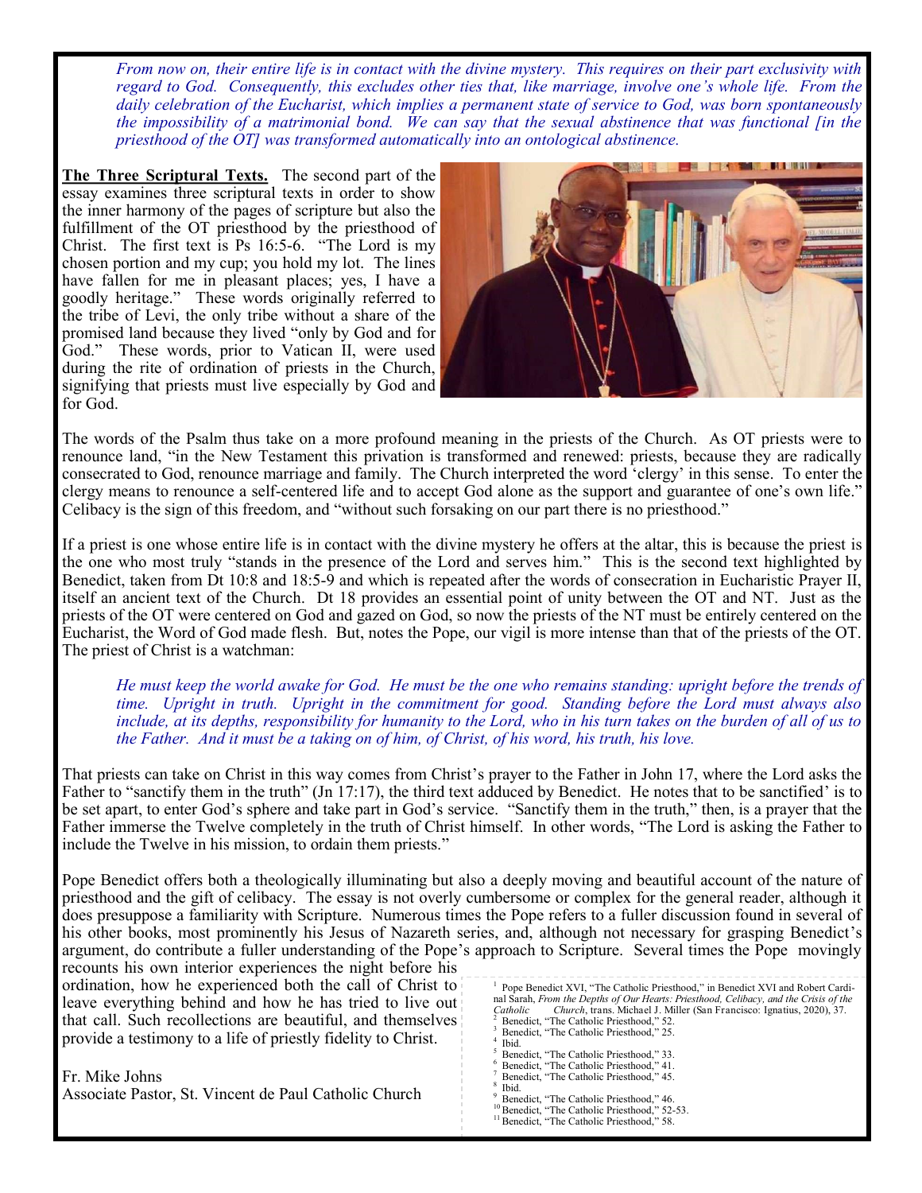*From now on, their entire life is in contact with the divine mystery. This requires on their part exclusivity with regard to God. Consequently, this excludes other ties that, like marriage, involve one's whole life. From the daily celebration of the Eucharist, which implies a permanent state of service to God, was born spontaneously the impossibility of a matrimonial bond. We can say that the sexual abstinence that was functional [in the priesthood of the OT] was transformed automatically into an ontological abstinence.*

**The Three Scriptural Texts.** The second part of the essay examines three scriptural texts in order to show the inner harmony of the pages of scripture but also the fulfillment of the OT priesthood by the priesthood of Christ. The first text is Ps 16:5-6. "The Lord is my chosen portion and my cup; you hold my lot. The lines have fallen for me in pleasant places; yes, I have a goodly heritage." These words originally referred to the tribe of Levi, the only tribe without a share of the promised land because they lived "only by God and for God." These words, prior to Vatican II, were used during the rite of ordination of priests in the Church, signifying that priests must live especially by God and for God.

The words of the Psalm thus take on a more profound meaning in the priests of the Church. As OT priests were to renounce land, "in the New Testament this privation is transformed and renewed: priests, because they are radically consecrated to God, renounce marriage and family. The Church interpreted the word 'clergy' in this sense. To enter the clergy means to renounce a self-centered life and to accept God alone as the support and guarantee of one's own life." Celibacy is the sign of this freedom, and "without such forsaking on our part there is no priesthood."

If a priest is one whose entire life is in contact with the divine mystery he offers at the altar, this is because the priest is the one who most truly "stands in the presence of the Lord and serves him." This is the second text highlighted by Benedict, taken from Dt 10:8 and 18:5-9 and which is repeated after the words of consecration in Eucharistic Prayer II, itself an ancient text of the Church. Dt 18 provides an essential point of unity between the OT and NT. Just as the priests of the OT were centered on God and gazed on God, so now the priests of the NT must be entirely centered on the Eucharist, the Word of God made flesh. But, notes the Pope, our vigil is more intense than that of the priests of the OT. The priest of Christ is a watchman:

*He must keep the world awake for God. He must be the one who remains standing: upright before the trends of time. Upright in truth. Upright in the commitment for good. Standing before the Lord must always also include, at its depths, responsibility for humanity to the Lord, who in his turn takes on the burden of all of us to the Father. And it must be a taking on of him, of Christ, of his word, his truth, his love.*

That priests can take on Christ in this way comes from Christ's prayer to the Father in John 17, where the Lord asks the Father to "sanctify them in the truth" (Jn 17:17), the third text adduced by Benedict. He notes that to be sanctified' is to be set apart, to enter God's sphere and take part in God's service. "Sanctify them in the truth," then, is a prayer that the Father immerse the Twelve completely in the truth of Christ himself. In other words, "The Lord is asking the Father to include the Twelve in his mission, to ordain them priests."

Pope Benedict offers both a theologically illuminating but also a deeply moving and beautiful account of the nature of priesthood and the gift of celibacy. The essay is not overly cumbersome or complex for the general reader, although it does presuppose a familiarity with Scripture. Numerous times the Pope refers to a fuller discussion found in several of his other books, most prominently his Jesus of Nazareth series, and, although not necessary for grasping Benedict's argument, do contribute a fuller understanding of the Pope's approach to Scripture. Several times the Pope movingly recounts his own interior experiences the night before his ordination, how he experienced both the call of Christ to leave everything behind and how he has tried to live out that call. Such recollections are beautiful, and themselves provide a testimony to a life of priestly fidelity to Christ.

Fr. Mike Johns
Associate Pastor, St. Vincent de Paul Catholic Church

---

[1] Pope Benedict XVI, "The Catholic Priesthood," in Benedict XVI and Robert Cardinal Sarah, *From the Depths of Our Hearts: Priesthood, Celibacy, and the Crisis of the Catholic Church*, trans. Michael J. Miller (San Francisco: Ignatius, 2020), 37.
[2] Benedict, "The Catholic Priesthood," 52.
[3] Benedict, "The Catholic Priesthood," 25.
[4] Ibid.
[5] Benedict, "The Catholic Priesthood," 33.
[6] Benedict, "The Catholic Priesthood," 41.
[7] Benedict, "The Catholic Priesthood," 45.
[8] Ibid.
[9] Benedict, "The Catholic Priesthood," 46.
[10] Benedict, "The Catholic Priesthood," 52-53.
[11] Benedict, "The Catholic Priesthood," 58.